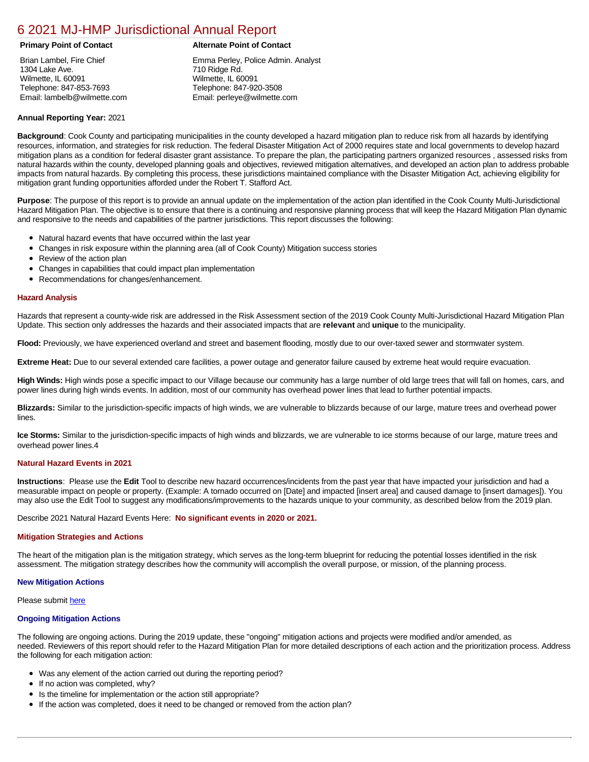# 6 2021 MJ-HMP Jurisdictional Annual Report

**Primary Point of Contact**

Brian Lambel, Fire Chief
1304 Lake Ave.
Wilmette, IL 60091
Telephone: 847-853-7693
Email: lambelb@wilmette.com

**Alternate Point of Contact**

Emma Perley, Police Admin. Analyst
710 Ridge Rd.
Wilmette, IL 60091
Telephone: 847-920-3508
Email: perleye@wilmette.com

**Annual Reporting Year:** 2021

**Background**: Cook County and participating municipalities in the county developed a hazard mitigation plan to reduce risk from all hazards by identifying resources, information, and strategies for risk reduction. The federal Disaster Mitigation Act of 2000 requires state and local governments to develop hazard mitigation plans as a condition for federal disaster grant assistance. To prepare the plan, the participating partners organized resources , assessed risks from natural hazards within the county, developed planning goals and objectives, reviewed mitigation alternatives, and developed an action plan to address probable impacts from natural hazards. By completing this process, these jurisdictions maintained compliance with the Disaster Mitigation Act, achieving eligibility for mitigation grant funding opportunities afforded under the Robert T. Stafford Act.

**Purpose**: The purpose of this report is to provide an annual update on the implementation of the action plan identified in the Cook County Multi-Jurisdictional Hazard Mitigation Plan. The objective is to ensure that there is a continuing and responsive planning process that will keep the Hazard Mitigation Plan dynamic and responsive to the needs and capabilities of the partner jurisdictions. This report discusses the following:

- Natural hazard events that have occurred within the last year
- Changes in risk exposure within the planning area (all of Cook County) Mitigation success stories
- Review of the action plan
- Changes in capabilities that could impact plan implementation
- Recommendations for changes/enhancement.

### Hazard Analysis

Hazards that represent a county-wide risk are addressed in the Risk Assessment section of the 2019 Cook County Multi-Jurisdictional Hazard Mitigation Plan Update. This section only addresses the hazards and their associated impacts that are **relevant** and **unique** to the municipality.

**Flood:** Previously, we have experienced overland and street and basement flooding, mostly due to our over-taxed sewer and stormwater system.

**Extreme Heat:** Due to our several extended care facilities, a power outage and generator failure caused by extreme heat would require evacuation.

**High Winds:** High winds pose a specific impact to our Village because our community has a large number of old large trees that will fall on homes, cars, and power lines during high winds events. In addition, most of our community has overhead power lines that lead to further potential impacts.

**Blizzards:** Similar to the jurisdiction-specific impacts of high winds, we are vulnerable to blizzards because of our large, mature trees and overhead power lines.

**Ice Storms:** Similar to the jurisdiction-specific impacts of high winds and blizzards, we are vulnerable to ice storms because of our large, mature trees and overhead power lines.4

### Natural Hazard Events in 2021

**Instructions**: Please use the **Edit** Tool to describe new hazard occurrences/incidents from the past year that have impacted your jurisdiction and had a measurable impact on people or property. (Example: A tornado occurred on [Date] and impacted [insert area] and caused damage to [insert damages]). You may also use the Edit Tool to suggest any modifications/improvements to the hazards unique to your community, as described below from the 2019 plan.

Describe 2021 Natural Hazard Events Here: **No significant events in 2020 or 2021.**

### Mitigation Strategies and Actions

The heart of the mitigation plan is the mitigation strategy, which serves as the long-term blueprint for reducing the potential losses identified in the risk assessment. The mitigation strategy describes how the community will accomplish the overall purpose, or mission, of the planning process.

#### New Mitigation Actions

Please submit here

#### Ongoing Mitigation Actions

The following are ongoing actions. During the 2019 update, these "ongoing" mitigation actions and projects were modified and/or amended, as needed. Reviewers of this report should refer to the Hazard Mitigation Plan for more detailed descriptions of each action and the prioritization process. Address the following for each mitigation action:

- Was any element of the action carried out during the reporting period?
- If no action was completed, why?
- Is the timeline for implementation or the action still appropriate?
- If the action was completed, does it need to be changed or removed from the action plan?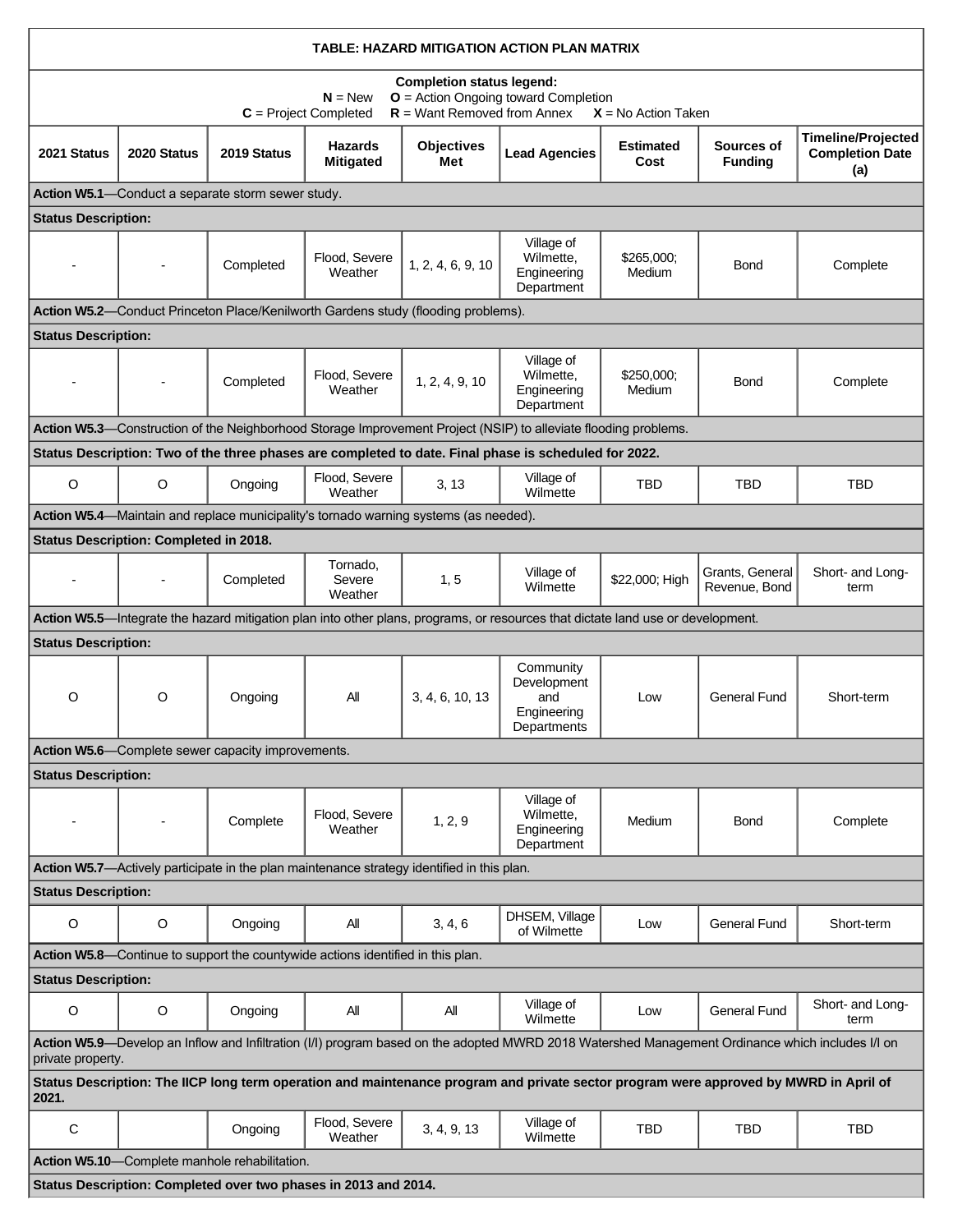**TABLE: HAZARD MITIGATION ACTION PLAN MATRIX**

**Completion status legend:**
**N** = New **O** = Action Ongoing toward Completion
**C** = Project Completed **R** = Want Removed from Annex **X** = No Action Taken

| 2021 Status | 2020 Status | 2019 Status | Hazards Mitigated | Objectives Met | Lead Agencies | Estimated Cost | Sources of Funding | Timeline/Projected Completion Date (a) |
|---|---|---|---|---|---|---|---|---|
| **Action W5.1**—Conduct a separate storm sewer study. | | | | | | | | |
| **Status Description:** | | | | | | | | |
| - | - | Completed | Flood, Severe Weather | 1, 2, 4, 6, 9, 10 | Village of Wilmette, Engineering Department | $265,000; Medium | Bond | Complete |
| **Action W5.2**—Conduct Princeton Place/Kenilworth Gardens study (flooding problems). | | | | | | | | |
| **Status Description:** | | | | | | | | |
| - | - | Completed | Flood, Severe Weather | 1, 2, 4, 9, 10 | Village of Wilmette, Engineering Department | $250,000; Medium | Bond | Complete |
| **Action W5.3**—Construction of the Neighborhood Storage Improvement Project (NSIP) to alleviate flooding problems. | | | | | | | | |
| **Status Description: Two of the three phases are completed to date. Final phase is scheduled for 2022.** | | | | | | | | |
| O | O | Ongoing | Flood, Severe Weather | 3, 13 | Village of Wilmette | TBD | TBD | TBD |
| **Action W5.4**—Maintain and replace municipality's tornado warning systems (as needed). | | | | | | | | |
| **Status Description: Completed in 2018.** | | | | | | | | |
| - | - | Completed | Tornado, Severe Weather | 1, 5 | Village of Wilmette | $22,000; High | Grants, General Revenue, Bond | Short- and Long-term |
| **Action W5.5**—Integrate the hazard mitigation plan into other plans, programs, or resources that dictate land use or development. | | | | | | | | |
| **Status Description:** | | | | | | | | |
| O | O | Ongoing | All | 3, 4, 6, 10, 13 | Community Development and Engineering Departments | Low | General Fund | Short-term |
| **Action W5.6**—Complete sewer capacity improvements. | | | | | | | | |
| **Status Description:** | | | | | | | | |
| - | - | Complete | Flood, Severe Weather | 1, 2, 9 | Village of Wilmette, Engineering Department | Medium | Bond | Complete |
| **Action W5.7**—Actively participate in the plan maintenance strategy identified in this plan. | | | | | | | | |
| **Status Description:** | | | | | | | | |
| O | O | Ongoing | All | 3, 4, 6 | DHSEM, Village of Wilmette | Low | General Fund | Short-term |
| **Action W5.8**—Continue to support the countywide actions identified in this plan. | | | | | | | | |
| **Status Description:** | | | | | | | | |
| O | O | Ongoing | All | All | Village of Wilmette | Low | General Fund | Short- and Long-term |
| **Action W5.9**—Develop an Inflow and Infiltration (I/I) program based on the adopted MWRD 2018 Watershed Management Ordinance which includes I/I on private property. | | | | | | | | |
| **Status Description: The IICP long term operation and maintenance program and private sector program were approved by MWRD in April of 2021.** | | | | | | | | |
| C | | Ongoing | Flood, Severe Weather | 3, 4, 9, 13 | Village of Wilmette | TBD | TBD | TBD |
| **Action W5.10**—Complete manhole rehabilitation. | | | | | | | | |
| **Status Description: Completed over two phases in 2013 and 2014.** | | | | | | | | |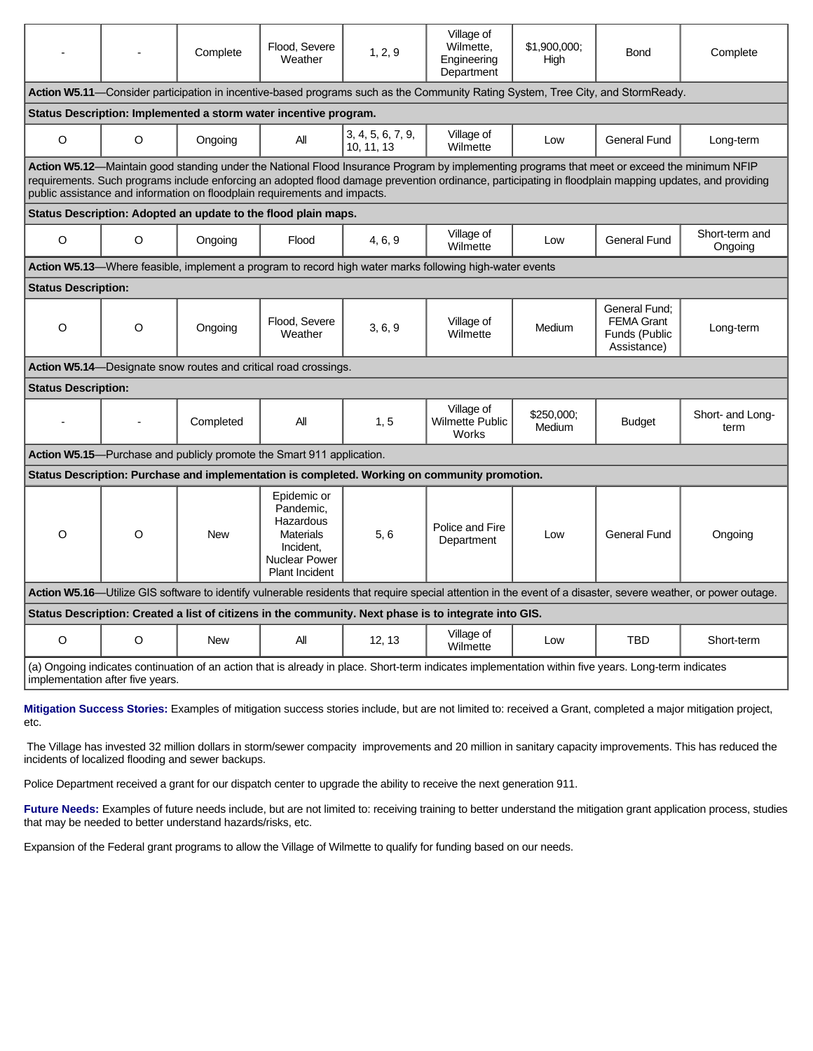| | | | | | | | | |
|---|---|---|---|---|---|---|---|---|
| - | - | Complete | Flood, Severe Weather | 1, 2, 9 | Village of Wilmette, Engineering Department | $1,900,000; High | Bond | Complete |
| **Action W5.11**—Consider participation in incentive-based programs such as the Community Rating System, Tree City, and StormReady. | | | | | | | | |
| **Status Description: Implemented a storm water incentive program.** | | | | | | | | |
| O | O | Ongoing | All | 3, 4, 5, 6, 7, 9, 10, 11, 13 | Village of Wilmette | Low | General Fund | Long-term |
| **Action W5.12**—Maintain good standing under the National Flood Insurance Program by implementing programs that meet or exceed the minimum NFIP requirements. Such programs include enforcing an adopted flood damage prevention ordinance, participating in floodplain mapping updates, and providing public assistance and information on floodplain requirements and impacts. | | | | | | | | |
| **Status Description: Adopted an update to the flood plain maps.** | | | | | | | | |
| O | O | Ongoing | Flood | 4, 6, 9 | Village of Wilmette | Low | General Fund | Short-term and Ongoing |
| **Action W5.13**—Where feasible, implement a program to record high water marks following high-water events | | | | | | | | |
| **Status Description:** | | | | | | | | |
| O | O | Ongoing | Flood, Severe Weather | 3, 6, 9 | Village of Wilmette | Medium | General Fund; FEMA Grant Funds (Public Assistance) | Long-term |
| **Action W5.14**—Designate snow routes and critical road crossings. | | | | | | | | |
| **Status Description:** | | | | | | | | |
| - | - | Completed | All | 1, 5 | Village of Wilmette Public Works | $250,000; Medium | Budget | Short- and Long-term |
| **Action W5.15**—Purchase and publicly promote the Smart 911 application. | | | | | | | | |
| **Status Description: Purchase and implementation is completed. Working on community promotion.** | | | | | | | | |
| O | O | New | Epidemic or Pandemic, Hazardous Materials Incident, Nuclear Power Plant Incident | 5, 6 | Police and Fire Department | Low | General Fund | Ongoing |
| **Action W5.16**—Utilize GIS software to identify vulnerable residents that require special attention in the event of a disaster, severe weather, or power outage. | | | | | | | | |
| **Status Description: Created a list of citizens in the community. Next phase is to integrate into GIS.** | | | | | | | | |
| O | O | New | All | 12, 13 | Village of Wilmette | Low | TBD | Short-term |
| (a) Ongoing indicates continuation of an action that is already in place. Short-term indicates implementation within five years. Long-term indicates implementation after five years. | | | | | | | | |

**Mitigation Success Stories:** Examples of mitigation success stories include, but are not limited to: received a Grant, completed a major mitigation project, etc.

The Village has invested 32 million dollars in storm/sewer compacity improvements and 20 million in sanitary capacity improvements. This has reduced the incidents of localized flooding and sewer backups.

Police Department received a grant for our dispatch center to upgrade the ability to receive the next generation 911.

**Future Needs:** Examples of future needs include, but are not limited to: receiving training to better understand the mitigation grant application process, studies that may be needed to better understand hazards/risks, etc.

Expansion of the Federal grant programs to allow the Village of Wilmette to qualify for funding based on our needs.